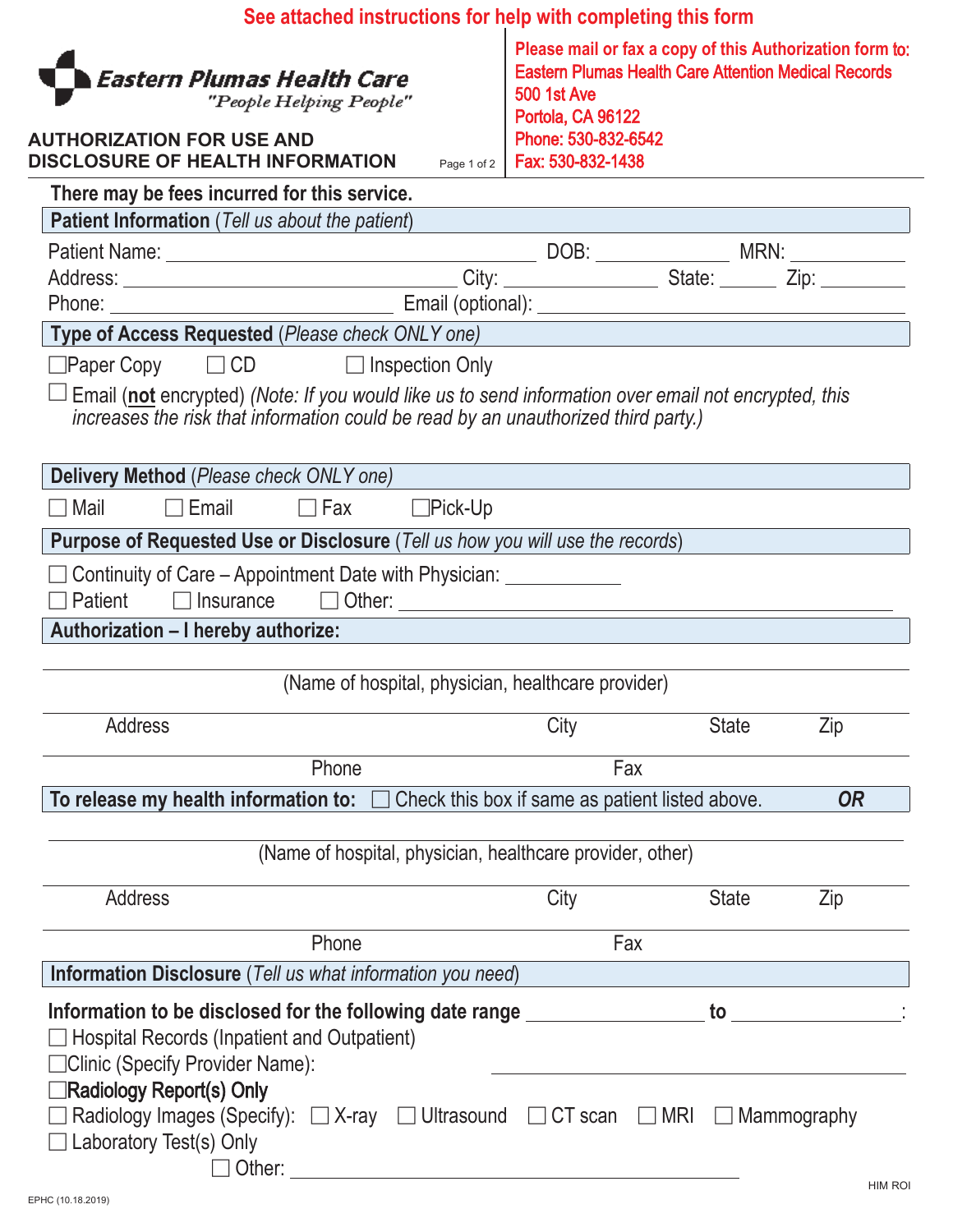**See attached instructions for help with completing this form**

**Eastern Plumas Health Care**
*"People Helping People"*

# AUTHORIZATION FOR USE AND DISCLOSURE OF HEALTH INFORMATION

Please mail or fax a copy of this Authorization form to:
Eastern Plumas Health Care Attention Medical Records
500 1st Ave
Portola, CA 96122
Phone: 530-832-6542
Fax: 530-832-1438

**There may be fees incurred for this service.**

## Patient Information (*Tell us about the patient*)

Patient Name: ______________________ DOB: __________ MRN: __________
Address: ______________________ City: __________ State: ______ Zip: ________
Phone: ______________________ Email (optional): ______________________

## Type of Access Requested (*Please check ONLY one*)

☐ Paper Copy ☐ CD ☐ Inspection Only

☐ Email (**not** encrypted) *(Note: If you would like us to send information over email not encrypted, this increases the risk that information could be read by an unauthorized third party.)*

## Delivery Method (*Please check ONLY one*)

☐ Mail ☐ Email ☐ Fax ☐ Pick-Up

## Purpose of Requested Use or Disclosure (*Tell us how you will use the records*)

☐ Continuity of Care – Appointment Date with Physician: ____________
☐ Patient ☐ Insurance ☐ Other: ______________________

## Authorization – I hereby authorize:

______________________________________________
(Name of hospital, physician, healthcare provider)

______________________________________________
Address City State Zip

______________________________________________
Phone Fax

## To release my health information to: ☐ Check this box if same as patient listed above. *OR*

______________________________________________
(Name of hospital, physician, healthcare provider, other)

______________________________________________
Address City State Zip

______________________________________________
Phone Fax

## Information Disclosure (*Tell us what information you need*)

**Information to be disclosed for the following date range** ______________ **to** ______________:

☐ Hospital Records (Inpatient and Outpatient)
☐ Clinic (Specify Provider Name): ______________________
☐ **Radiology Report(s) Only**
☐ Radiology Images (Specify): ☐ X-ray ☐ Ultrasound ☐ CT scan ☐ MRI ☐ Mammography
☐ Laboratory Test(s) Only
☐ Other: ______________________

EPHC (10.18.2019) HIM ROI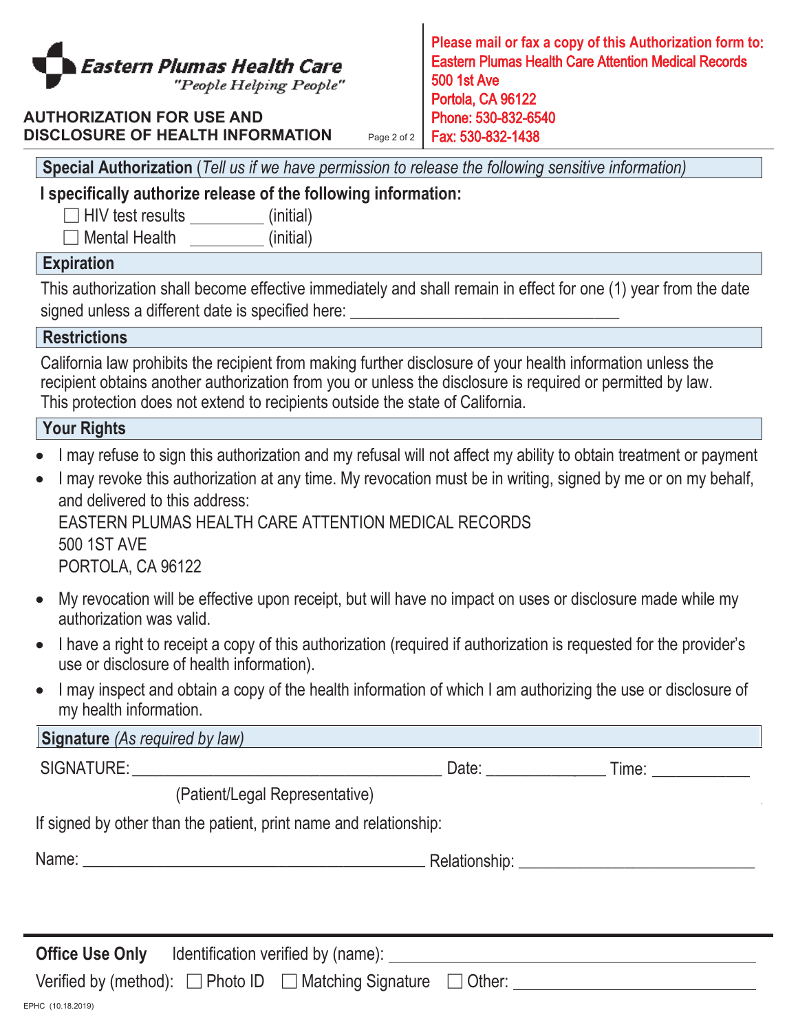**Eastern Plumas Health Care**
*"People Helping People"*

# AUTHORIZATION FOR USE AND DISCLOSURE OF HEALTH INFORMATION

**Please mail or fax a copy of this Authorization form to:**
**Eastern Plumas Health Care Attention Medical Records**
**500 1st Ave**
**Portola, CA 96122**
**Phone: 530-832-6540**
**Fax: 530-832-1438**

## Special Authorization *(Tell us if we have permission to release the following sensitive information)*

**I specifically authorize release of the following information:**

- ☐ HIV test results _________ (initial)
- ☐ Mental Health _________ (initial)

## Expiration

This authorization shall become effective immediately and shall remain in effect for one (1) year from the date signed unless a different date is specified here: ________________________________

## Restrictions

California law prohibits the recipient from making further disclosure of your health information unless the recipient obtains another authorization from you or unless the disclosure is required or permitted by law. This protection does not extend to recipients outside the state of California.

## Your Rights

- I may refuse to sign this authorization and my refusal will not affect my ability to obtain treatment or payment
- I may revoke this authorization at any time. My revocation must be in writing, signed by me or on my behalf, and delivered to this address:
  EASTERN PLUMAS HEALTH CARE ATTENTION MEDICAL RECORDS
  500 1ST AVE
  PORTOLA, CA 96122
- My revocation will be effective upon receipt, but will have no impact on uses or disclosure made while my authorization was valid.
- I have a right to receipt a copy of this authorization (required if authorization is requested for the provider's use or disclosure of health information).
- I may inspect and obtain a copy of the health information of which I am authorizing the use or disclosure of my health information.

## Signature *(As required by law)*

SIGNATURE: ____________________________________ Date: ______________ Time: ____________

(Patient/Legal Representative)

If signed by other than the patient, print name and relationship:

Name: __________________________________________ Relationship: ____________________________

**Office Use Only** Identification verified by (name): ______________________________________

Verified by (method): ☐ Photo ID ☐ Matching Signature ☐ Other: ____________________

EPHC (10.18.2019)